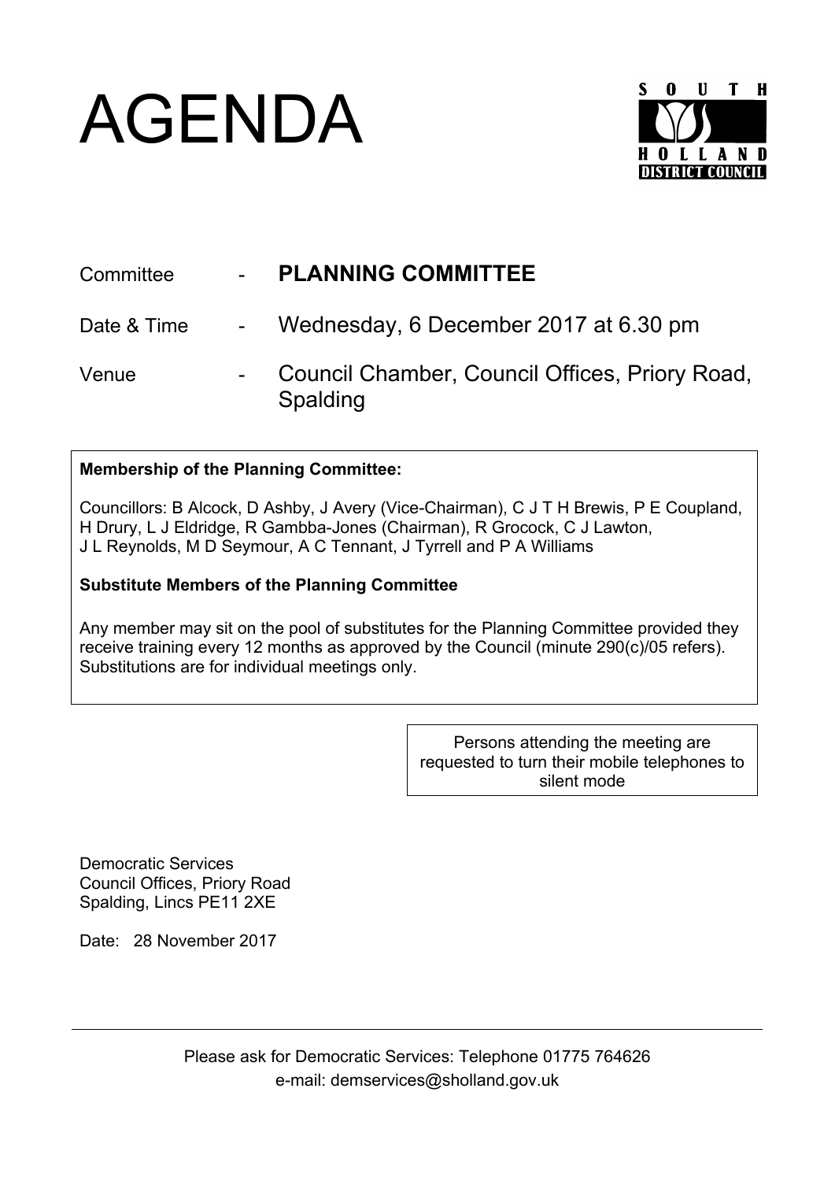# AGENDA

SOUTH HOLLAND DISTRICT COUNCIL

| | | |
|---|---|---|
| Committee | - | **PLANNING COMMITTEE** |
| Date & Time | - | Wednesday, 6 December 2017 at 6.30 pm |
| Venue | - | Council Chamber, Council Offices, Priory Road, Spalding |

**Membership of the Planning Committee:**

Councillors: B Alcock, D Ashby, J Avery (Vice-Chairman), C J T H Brewis, P E Coupland, H Drury, L J Eldridge, R Gambba-Jones (Chairman), R Grocock, C J Lawton, J L Reynolds, M D Seymour, A C Tennant, J Tyrrell and P A Williams

**Substitute Members of the Planning Committee**

Any member may sit on the pool of substitutes for the Planning Committee provided they receive training every 12 months as approved by the Council (minute 290(c)/05 refers). Substitutions are for individual meetings only.

Persons attending the meeting are requested to turn their mobile telephones to silent mode

Democratic Services
Council Offices, Priory Road
Spalding, Lincs PE11 2XE

Date: 28 November 2017

---

Please ask for Democratic Services: Telephone 01775 764626
e-mail: demservices@sholland.gov.uk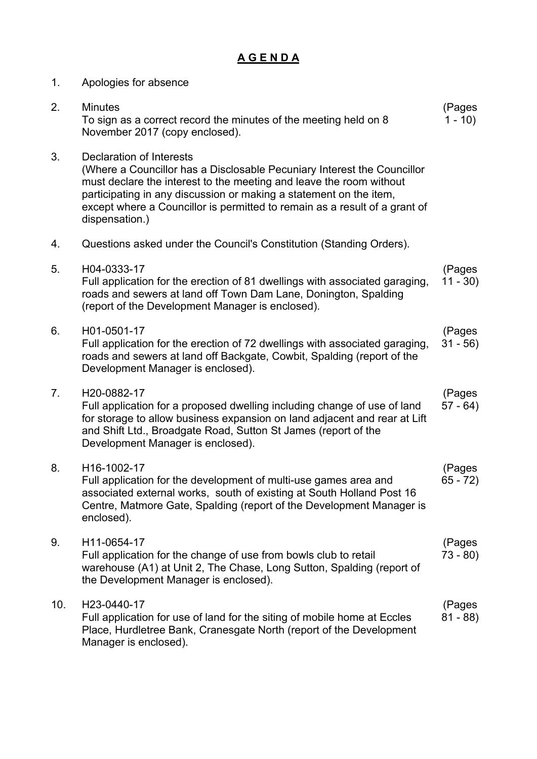# A G E N D A

1. Apologies for absence

2. Minutes
   To sign as a correct record the minutes of the meeting held on 8 November 2017 (copy enclosed). (Pages 1 - 10)

3. Declaration of Interests
   (Where a Councillor has a Disclosable Pecuniary Interest the Councillor must declare the interest to the meeting and leave the room without participating in any discussion or making a statement on the item, except where a Councillor is permitted to remain as a result of a grant of dispensation.)

4. Questions asked under the Council's Constitution (Standing Orders).

5. H04-0333-17
   Full application for the erection of 81 dwellings with associated garaging, roads and sewers at land off Town Dam Lane, Donington, Spalding (report of the Development Manager is enclosed). (Pages 11 - 30)

6. H01-0501-17
   Full application for the erection of 72 dwellings with associated garaging, roads and sewers at land off Backgate, Cowbit, Spalding (report of the Development Manager is enclosed). (Pages 31 - 56)

7. H20-0882-17
   Full application for a proposed dwelling including change of use of land for storage to allow business expansion on land adjacent and rear at Lift and Shift Ltd., Broadgate Road, Sutton St James (report of the Development Manager is enclosed). (Pages 57 - 64)

8. H16-1002-17
   Full application for the development of multi-use games area and associated external works, south of existing at South Holland Post 16 Centre, Matmore Gate, Spalding (report of the Development Manager is enclosed). (Pages 65 - 72)

9. H11-0654-17
   Full application for the change of use from bowls club to retail warehouse (A1) at Unit 2, The Chase, Long Sutton, Spalding (report of the Development Manager is enclosed). (Pages 73 - 80)

10. H23-0440-17
    Full application for use of land for the siting of mobile home at Eccles Place, Hurdletree Bank, Cranesgate North (report of the Development Manager is enclosed). (Pages 81 - 88)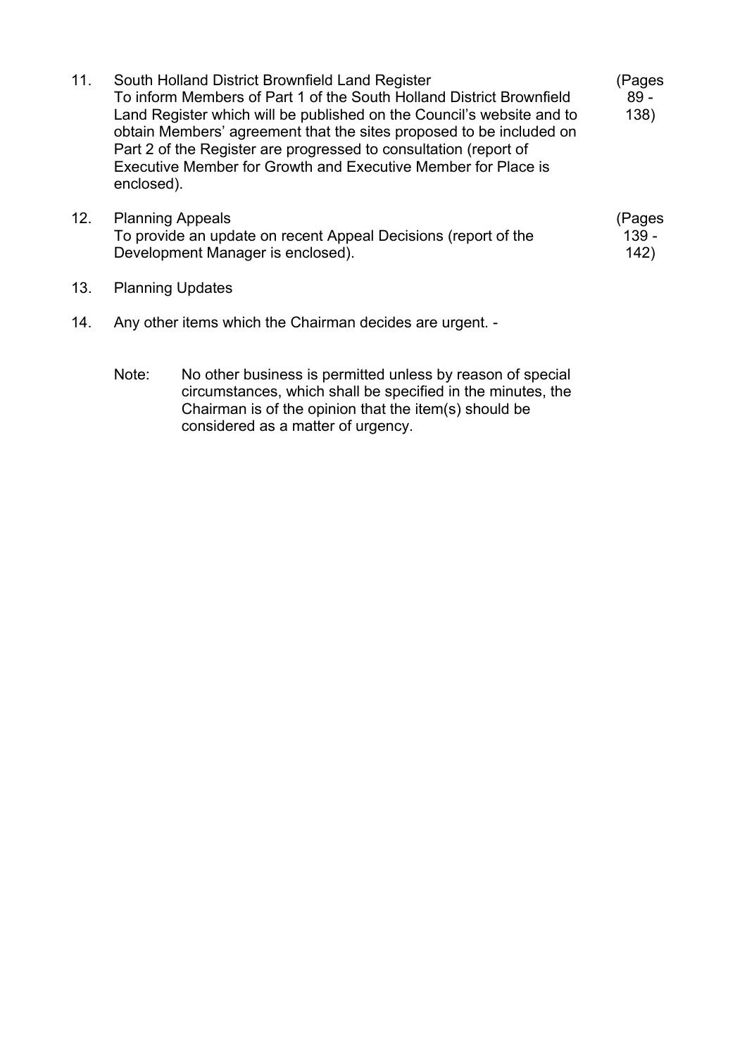11. South Holland District Brownfield Land Register (Pages 89 - 138)
    To inform Members of Part 1 of the South Holland District Brownfield Land Register which will be published on the Council's website and to obtain Members' agreement that the sites proposed to be included on Part 2 of the Register are progressed to consultation (report of Executive Member for Growth and Executive Member for Place is enclosed).

12. Planning Appeals (Pages 139 - 142)
    To provide an update on recent Appeal Decisions (report of the Development Manager is enclosed).

13. Planning Updates

14. Any other items which the Chairman decides are urgent. -

    Note: No other business is permitted unless by reason of special circumstances, which shall be specified in the minutes, the Chairman is of the opinion that the item(s) should be considered as a matter of urgency.